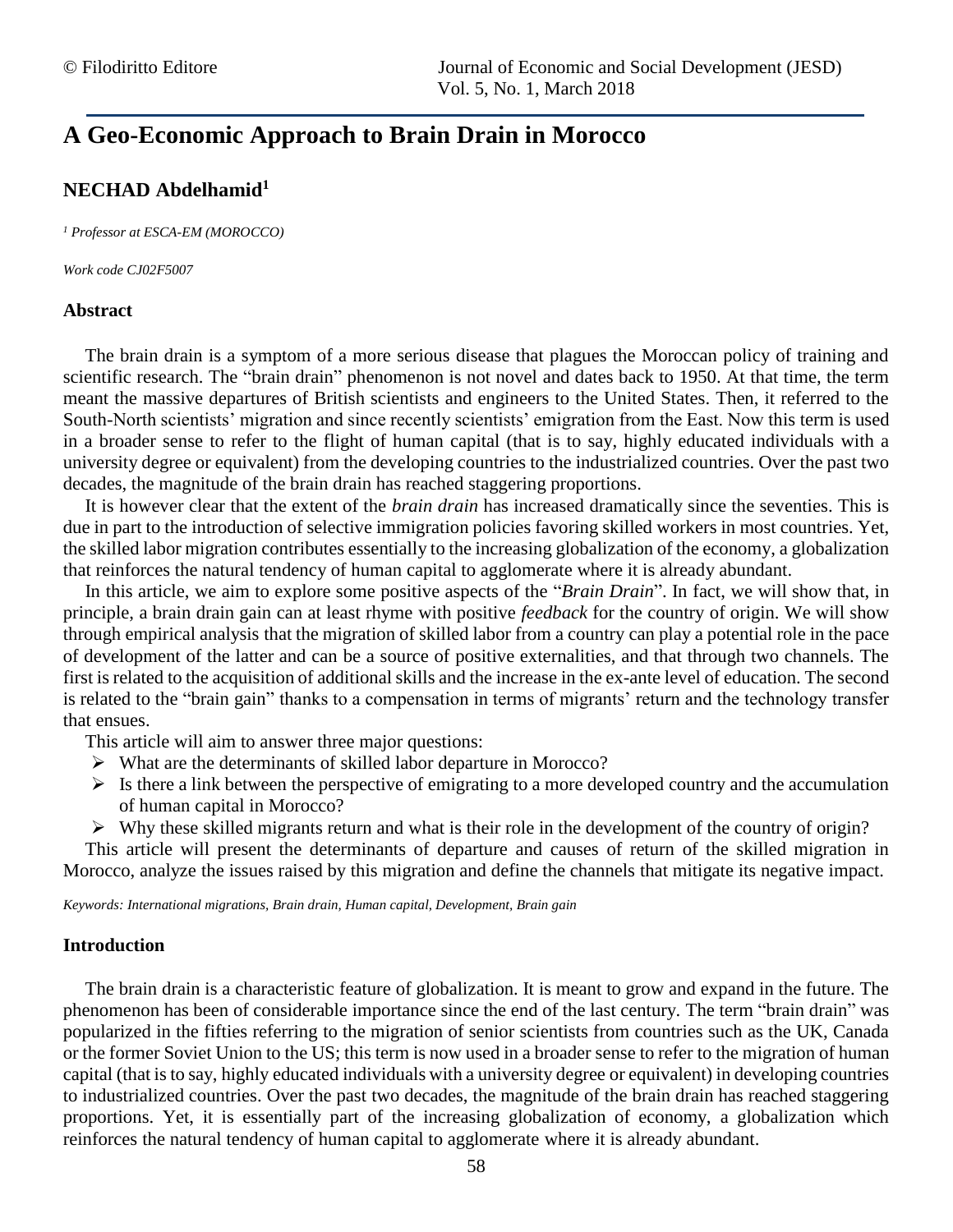# A Geo-Economic Approach to Brain Drain in Morocco

## NECHAD Abdelhamid[1]

*[1] Professor at ESCA-EM (MOROCCO)*

*Work code CJ02F5007*

### Abstract

The brain drain is a symptom of a more serious disease that plagues the Moroccan policy of training and scientific research. The "brain drain" phenomenon is not novel and dates back to 1950. At that time, the term meant the massive departures of British scientists and engineers to the United States. Then, it referred to the South-North scientists' migration and since recently scientists' emigration from the East. Now this term is used in a broader sense to refer to the flight of human capital (that is to say, highly educated individuals with a university degree or equivalent) from the developing countries to the industrialized countries. Over the past two decades, the magnitude of the brain drain has reached staggering proportions.

It is however clear that the extent of the *brain drain* has increased dramatically since the seventies. This is due in part to the introduction of selective immigration policies favoring skilled workers in most countries. Yet, the skilled labor migration contributes essentially to the increasing globalization of the economy, a globalization that reinforces the natural tendency of human capital to agglomerate where it is already abundant.

In this article, we aim to explore some positive aspects of the "*Brain Drain*". In fact, we will show that, in principle, a brain drain gain can at least rhyme with positive *feedback* for the country of origin. We will show through empirical analysis that the migration of skilled labor from a country can play a potential role in the pace of development of the latter and can be a source of positive externalities, and that through two channels. The first is related to the acquisition of additional skills and the increase in the ex-ante level of education. The second is related to the "brain gain" thanks to a compensation in terms of migrants' return and the technology transfer that ensues.

This article will aim to answer three major questions:

- What are the determinants of skilled labor departure in Morocco?
- Is there a link between the perspective of emigrating to a more developed country and the accumulation of human capital in Morocco?
- Why these skilled migrants return and what is their role in the development of the country of origin?

This article will present the determinants of departure and causes of return of the skilled migration in Morocco, analyze the issues raised by this migration and define the channels that mitigate its negative impact.

*Keywords: International migrations, Brain drain, Human capital, Development, Brain gain*

### Introduction

The brain drain is a characteristic feature of globalization. It is meant to grow and expand in the future. The phenomenon has been of considerable importance since the end of the last century. The term "brain drain" was popularized in the fifties referring to the migration of senior scientists from countries such as the UK, Canada or the former Soviet Union to the US; this term is now used in a broader sense to refer to the migration of human capital (that is to say, highly educated individuals with a university degree or equivalent) in developing countries to industrialized countries. Over the past two decades, the magnitude of the brain drain has reached staggering proportions. Yet, it is essentially part of the increasing globalization of economy, a globalization which reinforces the natural tendency of human capital to agglomerate where it is already abundant.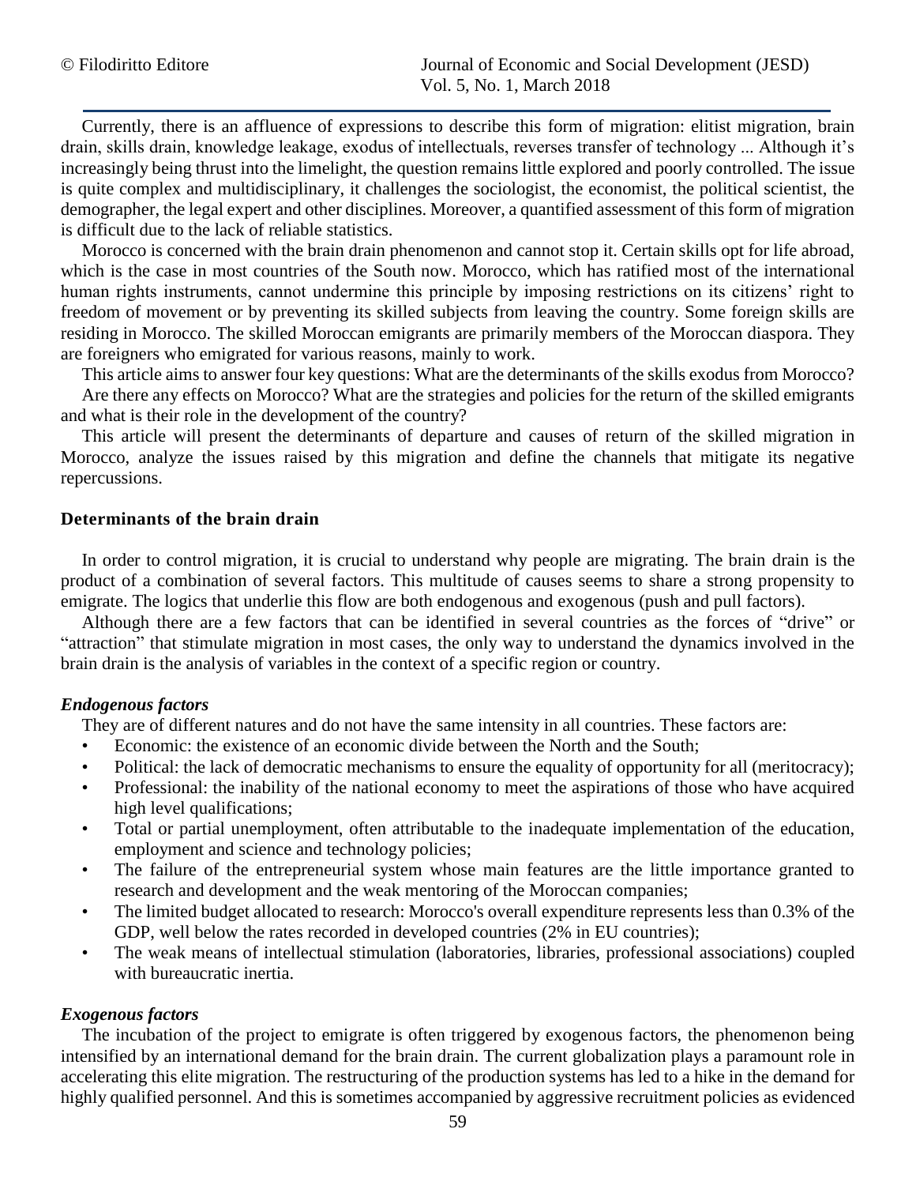Currently, there is an affluence of expressions to describe this form of migration: elitist migration, brain drain, skills drain, knowledge leakage, exodus of intellectuals, reverses transfer of technology ... Although it's increasingly being thrust into the limelight, the question remains little explored and poorly controlled. The issue is quite complex and multidisciplinary, it challenges the sociologist, the economist, the political scientist, the demographer, the legal expert and other disciplines. Moreover, a quantified assessment of this form of migration is difficult due to the lack of reliable statistics.

Morocco is concerned with the brain drain phenomenon and cannot stop it. Certain skills opt for life abroad, which is the case in most countries of the South now. Morocco, which has ratified most of the international human rights instruments, cannot undermine this principle by imposing restrictions on its citizens' right to freedom of movement or by preventing its skilled subjects from leaving the country. Some foreign skills are residing in Morocco. The skilled Moroccan emigrants are primarily members of the Moroccan diaspora. They are foreigners who emigrated for various reasons, mainly to work.

This article aims to answer four key questions: What are the determinants of the skills exodus from Morocco? Are there any effects on Morocco? What are the strategies and policies for the return of the skilled emigrants and what is their role in the development of the country?

This article will present the determinants of departure and causes of return of the skilled migration in Morocco, analyze the issues raised by this migration and define the channels that mitigate its negative repercussions.

## Determinants of the brain drain

In order to control migration, it is crucial to understand why people are migrating. The brain drain is the product of a combination of several factors. This multitude of causes seems to share a strong propensity to emigrate. The logics that underlie this flow are both endogenous and exogenous (push and pull factors).

Although there are a few factors that can be identified in several countries as the forces of "drive" or "attraction" that stimulate migration in most cases, the only way to understand the dynamics involved in the brain drain is the analysis of variables in the context of a specific region or country.

### *Endogenous factors*

They are of different natures and do not have the same intensity in all countries. These factors are:

- Economic: the existence of an economic divide between the North and the South;
- Political: the lack of democratic mechanisms to ensure the equality of opportunity for all (meritocracy);
- Professional: the inability of the national economy to meet the aspirations of those who have acquired high level qualifications;
- Total or partial unemployment, often attributable to the inadequate implementation of the education, employment and science and technology policies;
- The failure of the entrepreneurial system whose main features are the little importance granted to research and development and the weak mentoring of the Moroccan companies;
- The limited budget allocated to research: Morocco's overall expenditure represents less than 0.3% of the GDP, well below the rates recorded in developed countries (2% in EU countries);
- The weak means of intellectual stimulation (laboratories, libraries, professional associations) coupled with bureaucratic inertia.

### *Exogenous factors*

The incubation of the project to emigrate is often triggered by exogenous factors, the phenomenon being intensified by an international demand for the brain drain. The current globalization plays a paramount role in accelerating this elite migration. The restructuring of the production systems has led to a hike in the demand for highly qualified personnel. And this is sometimes accompanied by aggressive recruitment policies as evidenced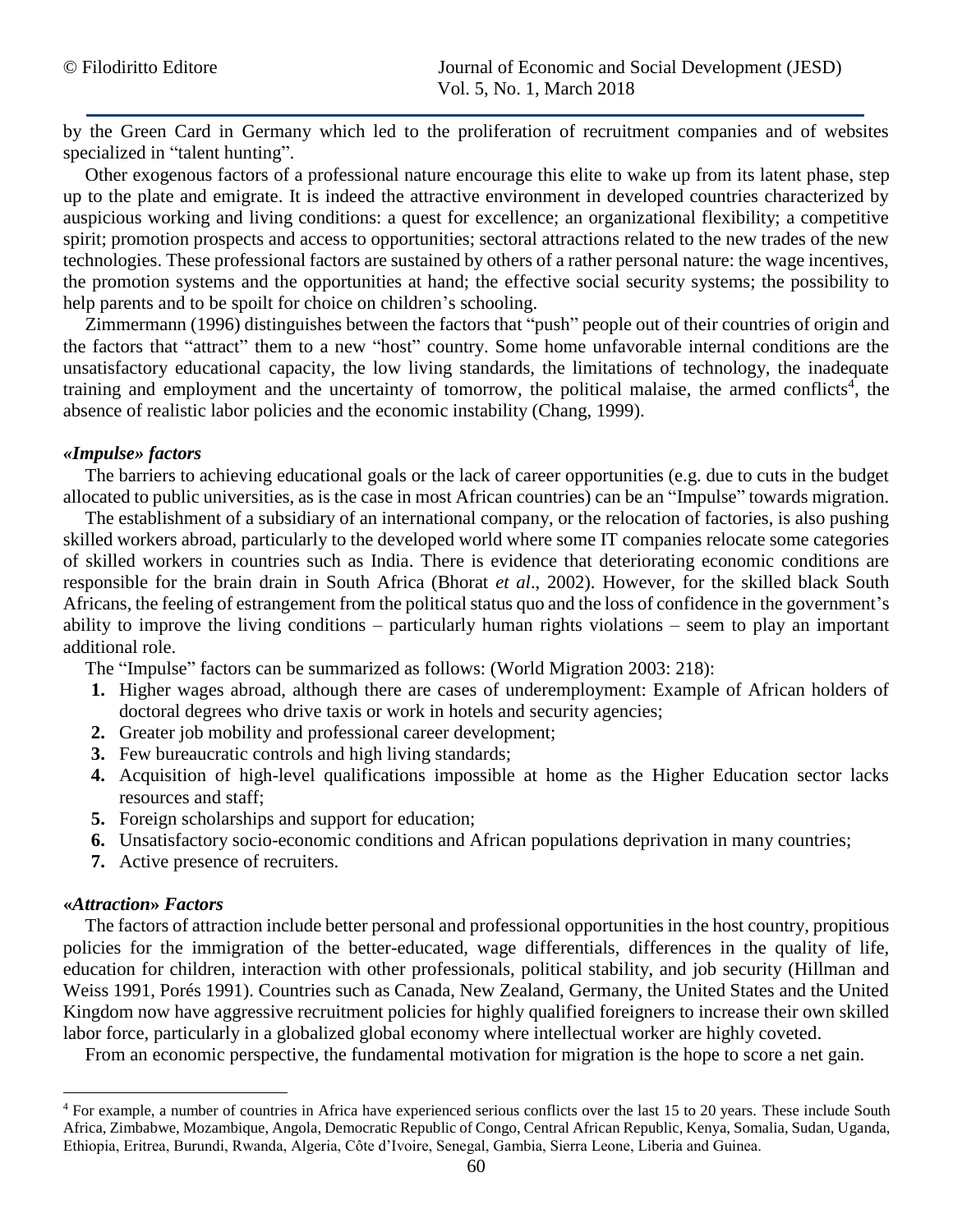by the Green Card in Germany which led to the proliferation of recruitment companies and of websites specialized in "talent hunting".

Other exogenous factors of a professional nature encourage this elite to wake up from its latent phase, step up to the plate and emigrate. It is indeed the attractive environment in developed countries characterized by auspicious working and living conditions: a quest for excellence; an organizational flexibility; a competitive spirit; promotion prospects and access to opportunities; sectoral attractions related to the new trades of the new technologies. These professional factors are sustained by others of a rather personal nature: the wage incentives, the promotion systems and the opportunities at hand; the effective social security systems; the possibility to help parents and to be spoilt for choice on children's schooling.

Zimmermann (1996) distinguishes between the factors that "push" people out of their countries of origin and the factors that "attract" them to a new "host" country. Some home unfavorable internal conditions are the unsatisfactory educational capacity, the low living standards, the limitations of technology, the inadequate training and employment and the uncertainty of tomorrow, the political malaise, the armed conflicts[4], the absence of realistic labor policies and the economic instability (Chang, 1999).

### *«Impulse» factors*

The barriers to achieving educational goals or the lack of career opportunities (e.g. due to cuts in the budget allocated to public universities, as is the case in most African countries) can be an "Impulse" towards migration.

The establishment of a subsidiary of an international company, or the relocation of factories, is also pushing skilled workers abroad, particularly to the developed world where some IT companies relocate some categories of skilled workers in countries such as India. There is evidence that deteriorating economic conditions are responsible for the brain drain in South Africa (Bhorat *et al*., 2002). However, for the skilled black South Africans, the feeling of estrangement from the political status quo and the loss of confidence in the government's ability to improve the living conditions – particularly human rights violations – seem to play an important additional role.

The "Impulse" factors can be summarized as follows: (World Migration 2003: 218):

1. Higher wages abroad, although there are cases of underemployment: Example of African holders of doctoral degrees who drive taxis or work in hotels and security agencies;
2. Greater job mobility and professional career development;
3. Few bureaucratic controls and high living standards;
4. Acquisition of high-level qualifications impossible at home as the Higher Education sector lacks resources and staff;
5. Foreign scholarships and support for education;
6. Unsatisfactory socio-economic conditions and African populations deprivation in many countries;
7. Active presence of recruiters.

### *«Attraction» Factors*

The factors of attraction include better personal and professional opportunities in the host country, propitious policies for the immigration of the better-educated, wage differentials, differences in the quality of life, education for children, interaction with other professionals, political stability, and job security (Hillman and Weiss 1991, Porés 1991). Countries such as Canada, New Zealand, Germany, the United States and the United Kingdom now have aggressive recruitment policies for highly qualified foreigners to increase their own skilled labor force, particularly in a globalized global economy where intellectual worker are highly coveted.

From an economic perspective, the fundamental motivation for migration is the hope to score a net gain.

---

[4] For example, a number of countries in Africa have experienced serious conflicts over the last 15 to 20 years. These include South Africa, Zimbabwe, Mozambique, Angola, Democratic Republic of Congo, Central African Republic, Kenya, Somalia, Sudan, Uganda, Ethiopia, Eritrea, Burundi, Rwanda, Algeria, Côte d'Ivoire, Senegal, Gambia, Sierra Leone, Liberia and Guinea.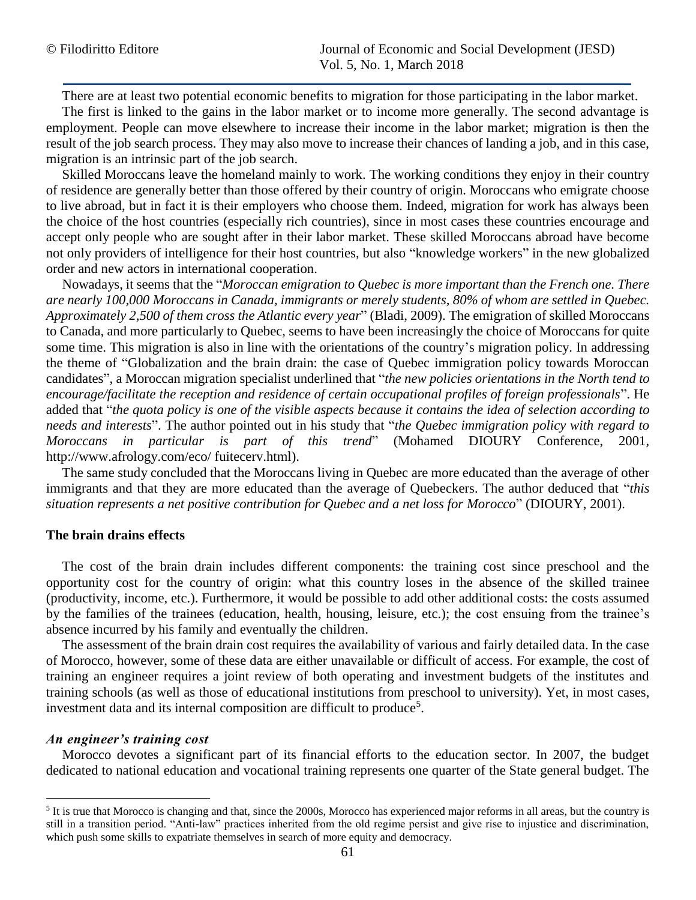There are at least two potential economic benefits to migration for those participating in the labor market.

The first is linked to the gains in the labor market or to income more generally. The second advantage is employment. People can move elsewhere to increase their income in the labor market; migration is then the result of the job search process. They may also move to increase their chances of landing a job, and in this case, migration is an intrinsic part of the job search.

Skilled Moroccans leave the homeland mainly to work. The working conditions they enjoy in their country of residence are generally better than those offered by their country of origin. Moroccans who emigrate choose to live abroad, but in fact it is their employers who choose them. Indeed, migration for work has always been the choice of the host countries (especially rich countries), since in most cases these countries encourage and accept only people who are sought after in their labor market. These skilled Moroccans abroad have become not only providers of intelligence for their host countries, but also "knowledge workers" in the new globalized order and new actors in international cooperation.

Nowadays, it seems that the "*Moroccan emigration to Quebec is more important than the French one. There are nearly 100,000 Moroccans in Canada, immigrants or merely students, 80% of whom are settled in Quebec. Approximately 2,500 of them cross the Atlantic every year*" (Bladi, 2009). The emigration of skilled Moroccans to Canada, and more particularly to Quebec, seems to have been increasingly the choice of Moroccans for quite some time. This migration is also in line with the orientations of the country's migration policy. In addressing the theme of "Globalization and the brain drain: the case of Quebec immigration policy towards Moroccan candidates", a Moroccan migration specialist underlined that "*the new policies orientations in the North tend to encourage/facilitate the reception and residence of certain occupational profiles of foreign professionals*". He added that "*the quota policy is one of the visible aspects because it contains the idea of selection according to needs and interests*". The author pointed out in his study that "*the Quebec immigration policy with regard to Moroccans in particular is part of this trend*" (Mohamed DIOURY Conference, 2001, http://www.afrology.com/eco/ fuitecerv.html).

The same study concluded that the Moroccans living in Quebec are more educated than the average of other immigrants and that they are more educated than the average of Quebeckers. The author deduced that "*this situation represents a net positive contribution for Quebec and a net loss for Morocco*" (DIOURY, 2001).

## The brain drains effects

The cost of the brain drain includes different components: the training cost since preschool and the opportunity cost for the country of origin: what this country loses in the absence of the skilled trainee (productivity, income, etc.). Furthermore, it would be possible to add other additional costs: the costs assumed by the families of the trainees (education, health, housing, leisure, etc.); the cost ensuing from the trainee's absence incurred by his family and eventually the children.

The assessment of the brain drain cost requires the availability of various and fairly detailed data. In the case of Morocco, however, some of these data are either unavailable or difficult of access. For example, the cost of training an engineer requires a joint review of both operating and investment budgets of the institutes and training schools (as well as those of educational institutions from preschool to university). Yet, in most cases, investment data and its internal composition are difficult to produce[5].

### *An engineer's training cost*

Morocco devotes a significant part of its financial efforts to the education sector. In 2007, the budget dedicated to national education and vocational training represents one quarter of the State general budget. The

[5] It is true that Morocco is changing and that, since the 2000s, Morocco has experienced major reforms in all areas, but the country is still in a transition period. "Anti-law" practices inherited from the old regime persist and give rise to injustice and discrimination, which push some skills to expatriate themselves in search of more equity and democracy.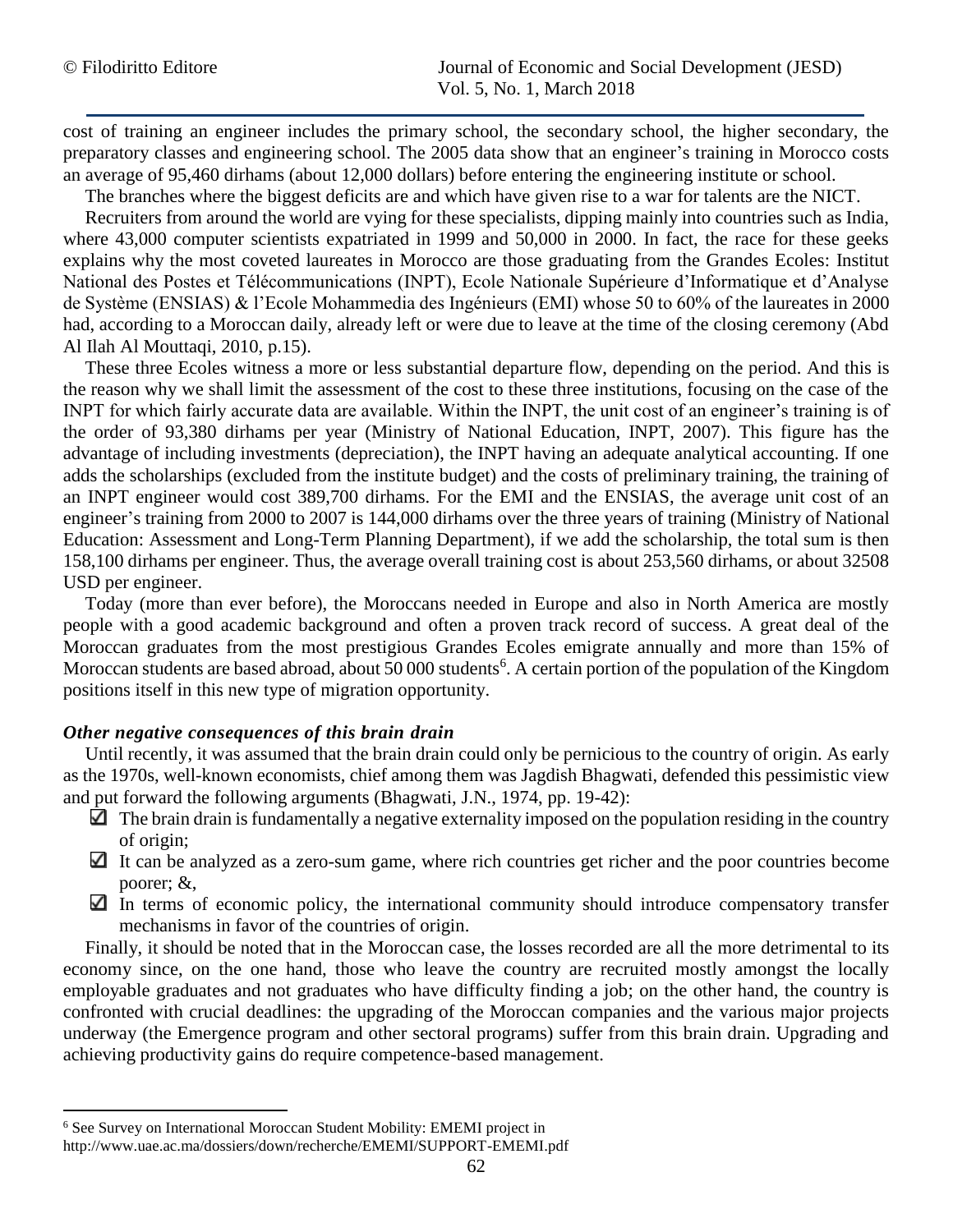cost of training an engineer includes the primary school, the secondary school, the higher secondary, the preparatory classes and engineering school. The 2005 data show that an engineer's training in Morocco costs an average of 95,460 dirhams (about 12,000 dollars) before entering the engineering institute or school.

The branches where the biggest deficits are and which have given rise to a war for talents are the NICT.

Recruiters from around the world are vying for these specialists, dipping mainly into countries such as India, where 43,000 computer scientists expatriated in 1999 and 50,000 in 2000. In fact, the race for these geeks explains why the most coveted laureates in Morocco are those graduating from the Grandes Ecoles: Institut National des Postes et Télécommunications (INPT), Ecole Nationale Supérieure d'Informatique et d'Analyse de Système (ENSIAS) & l'Ecole Mohammedia des Ingénieurs (EMI) whose 50 to 60% of the laureates in 2000 had, according to a Moroccan daily, already left or were due to leave at the time of the closing ceremony (Abd Al Ilah Al Mouttaqi, 2010, p.15).

These three Ecoles witness a more or less substantial departure flow, depending on the period. And this is the reason why we shall limit the assessment of the cost to these three institutions, focusing on the case of the INPT for which fairly accurate data are available. Within the INPT, the unit cost of an engineer's training is of the order of 93,380 dirhams per year (Ministry of National Education, INPT, 2007). This figure has the advantage of including investments (depreciation), the INPT having an adequate analytical accounting. If one adds the scholarships (excluded from the institute budget) and the costs of preliminary training, the training of an INPT engineer would cost 389,700 dirhams. For the EMI and the ENSIAS, the average unit cost of an engineer's training from 2000 to 2007 is 144,000 dirhams over the three years of training (Ministry of National Education: Assessment and Long-Term Planning Department), if we add the scholarship, the total sum is then 158,100 dirhams per engineer. Thus, the average overall training cost is about 253,560 dirhams, or about 32508 USD per engineer.

Today (more than ever before), the Moroccans needed in Europe and also in North America are mostly people with a good academic background and often a proven track record of success. A great deal of the Moroccan graduates from the most prestigious Grandes Ecoles emigrate annually and more than 15% of Moroccan students are based abroad, about 50 000 students[6]. A certain portion of the population of the Kingdom positions itself in this new type of migration opportunity.

### *Other negative consequences of this brain drain*

Until recently, it was assumed that the brain drain could only be pernicious to the country of origin. As early as the 1970s, well-known economists, chief among them was Jagdish Bhagwati, defended this pessimistic view and put forward the following arguments (Bhagwati, J.N., 1974, pp. 19-42):

- ☑ The brain drain is fundamentally a negative externality imposed on the population residing in the country of origin;
- ☑ It can be analyzed as a zero-sum game, where rich countries get richer and the poor countries become poorer; &,
- ☑ In terms of economic policy, the international community should introduce compensatory transfer mechanisms in favor of the countries of origin.

Finally, it should be noted that in the Moroccan case, the losses recorded are all the more detrimental to its economy since, on the one hand, those who leave the country are recruited mostly amongst the locally employable graduates and not graduates who have difficulty finding a job; on the other hand, the country is confronted with crucial deadlines: the upgrading of the Moroccan companies and the various major projects underway (the Emergence program and other sectoral programs) suffer from this brain drain. Upgrading and achieving productivity gains do require competence-based management.

---

[6] See Survey on International Moroccan Student Mobility: EMEMI project in http://www.uae.ac.ma/dossiers/down/recherche/EMEMI/SUPPORT-EMEMI.pdf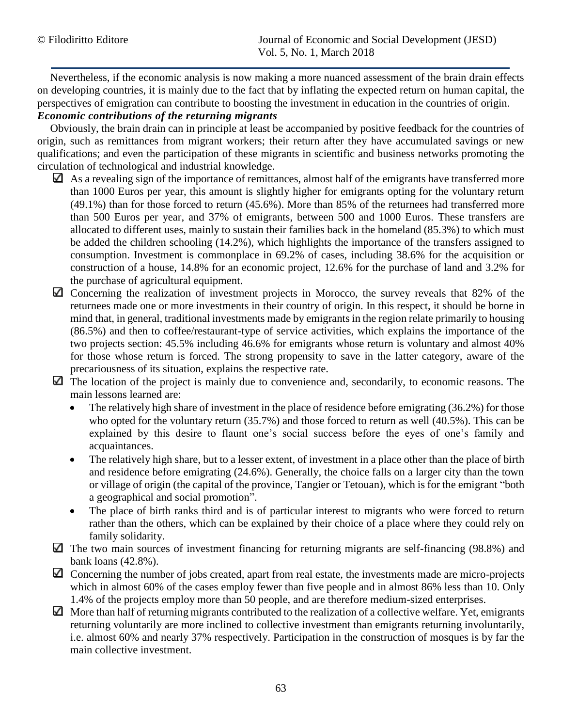Nevertheless, if the economic analysis is now making a more nuanced assessment of the brain drain effects on developing countries, it is mainly due to the fact that by inflating the expected return on human capital, the perspectives of emigration can contribute to boosting the investment in education in the countries of origin.

***Economic contributions of the returning migrants***

Obviously, the brain drain can in principle at least be accompanied by positive feedback for the countries of origin, such as remittances from migrant workers; their return after they have accumulated savings or new qualifications; and even the participation of these migrants in scientific and business networks promoting the circulation of technological and industrial knowledge.

- ☑ As a revealing sign of the importance of remittances, almost half of the emigrants have transferred more than 1000 Euros per year, this amount is slightly higher for emigrants opting for the voluntary return (49.1%) than for those forced to return (45.6%). More than 85% of the returnees had transferred more than 500 Euros per year, and 37% of emigrants, between 500 and 1000 Euros. These transfers are allocated to different uses, mainly to sustain their families back in the homeland (85.3%) to which must be added the children schooling (14.2%), which highlights the importance of the transfers assigned to consumption. Investment is commonplace in 69.2% of cases, including 38.6% for the acquisition or construction of a house, 14.8% for an economic project, 12.6% for the purchase of land and 3.2% for the purchase of agricultural equipment.
- ☑ Concerning the realization of investment projects in Morocco, the survey reveals that 82% of the returnees made one or more investments in their country of origin. In this respect, it should be borne in mind that, in general, traditional investments made by emigrants in the region relate primarily to housing (86.5%) and then to coffee/restaurant-type of service activities, which explains the importance of the two projects section: 45.5% including 46.6% for emigrants whose return is voluntary and almost 40% for those whose return is forced. The strong propensity to save in the latter category, aware of the precariousness of its situation, explains the respective rate.
- ☑ The location of the project is mainly due to convenience and, secondarily, to economic reasons. The main lessons learned are:
  - The relatively high share of investment in the place of residence before emigrating (36.2%) for those who opted for the voluntary return (35.7%) and those forced to return as well (40.5%). This can be explained by this desire to flaunt one's social success before the eyes of one's family and acquaintances.
  - The relatively high share, but to a lesser extent, of investment in a place other than the place of birth and residence before emigrating (24.6%). Generally, the choice falls on a larger city than the town or village of origin (the capital of the province, Tangier or Tetouan), which is for the emigrant "both a geographical and social promotion".
  - The place of birth ranks third and is of particular interest to migrants who were forced to return rather than the others, which can be explained by their choice of a place where they could rely on family solidarity.
- ☑ The two main sources of investment financing for returning migrants are self-financing (98.8%) and bank loans (42.8%).
- ☑ Concerning the number of jobs created, apart from real estate, the investments made are micro-projects which in almost 60% of the cases employ fewer than five people and in almost 86% less than 10. Only 1.4% of the projects employ more than 50 people, and are therefore medium-sized enterprises.
- ☑ More than half of returning migrants contributed to the realization of a collective welfare. Yet, emigrants returning voluntarily are more inclined to collective investment than emigrants returning involuntarily, i.e. almost 60% and nearly 37% respectively. Participation in the construction of mosques is by far the main collective investment.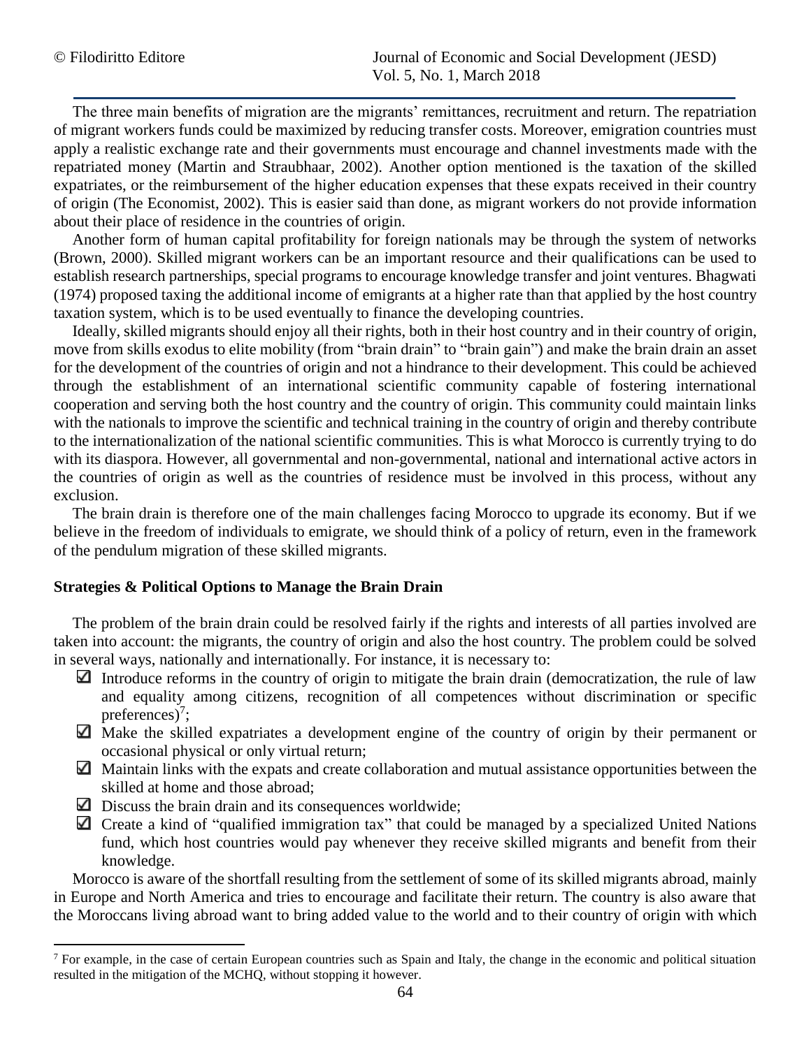The three main benefits of migration are the migrants' remittances, recruitment and return. The repatriation of migrant workers funds could be maximized by reducing transfer costs. Moreover, emigration countries must apply a realistic exchange rate and their governments must encourage and channel investments made with the repatriated money (Martin and Straubhaar, 2002). Another option mentioned is the taxation of the skilled expatriates, or the reimbursement of the higher education expenses that these expats received in their country of origin (The Economist, 2002). This is easier said than done, as migrant workers do not provide information about their place of residence in the countries of origin.

Another form of human capital profitability for foreign nationals may be through the system of networks (Brown, 2000). Skilled migrant workers can be an important resource and their qualifications can be used to establish research partnerships, special programs to encourage knowledge transfer and joint ventures. Bhagwati (1974) proposed taxing the additional income of emigrants at a higher rate than that applied by the host country taxation system, which is to be used eventually to finance the developing countries.

Ideally, skilled migrants should enjoy all their rights, both in their host country and in their country of origin, move from skills exodus to elite mobility (from "brain drain" to "brain gain") and make the brain drain an asset for the development of the countries of origin and not a hindrance to their development. This could be achieved through the establishment of an international scientific community capable of fostering international cooperation and serving both the host country and the country of origin. This community could maintain links with the nationals to improve the scientific and technical training in the country of origin and thereby contribute to the internationalization of the national scientific communities. This is what Morocco is currently trying to do with its diaspora. However, all governmental and non-governmental, national and international active actors in the countries of origin as well as the countries of residence must be involved in this process, without any exclusion.

The brain drain is therefore one of the main challenges facing Morocco to upgrade its economy. But if we believe in the freedom of individuals to emigrate, we should think of a policy of return, even in the framework of the pendulum migration of these skilled migrants.

**Strategies & Political Options to Manage the Brain Drain**

The problem of the brain drain could be resolved fairly if the rights and interests of all parties involved are taken into account: the migrants, the country of origin and also the host country. The problem could be solved in several ways, nationally and internationally. For instance, it is necessary to:

- ☑ Introduce reforms in the country of origin to mitigate the brain drain (democratization, the rule of law and equality among citizens, recognition of all competences without discrimination or specific preferences)[7];
- ☑ Make the skilled expatriates a development engine of the country of origin by their permanent or occasional physical or only virtual return;
- ☑ Maintain links with the expats and create collaboration and mutual assistance opportunities between the skilled at home and those abroad;
- ☑ Discuss the brain drain and its consequences worldwide;
- ☑ Create a kind of "qualified immigration tax" that could be managed by a specialized United Nations fund, which host countries would pay whenever they receive skilled migrants and benefit from their knowledge.

Morocco is aware of the shortfall resulting from the settlement of some of its skilled migrants abroad, mainly in Europe and North America and tries to encourage and facilitate their return. The country is also aware that the Moroccans living abroad want to bring added value to the world and to their country of origin with which

[7] For example, in the case of certain European countries such as Spain and Italy, the change in the economic and political situation resulted in the mitigation of the MCHQ, without stopping it however.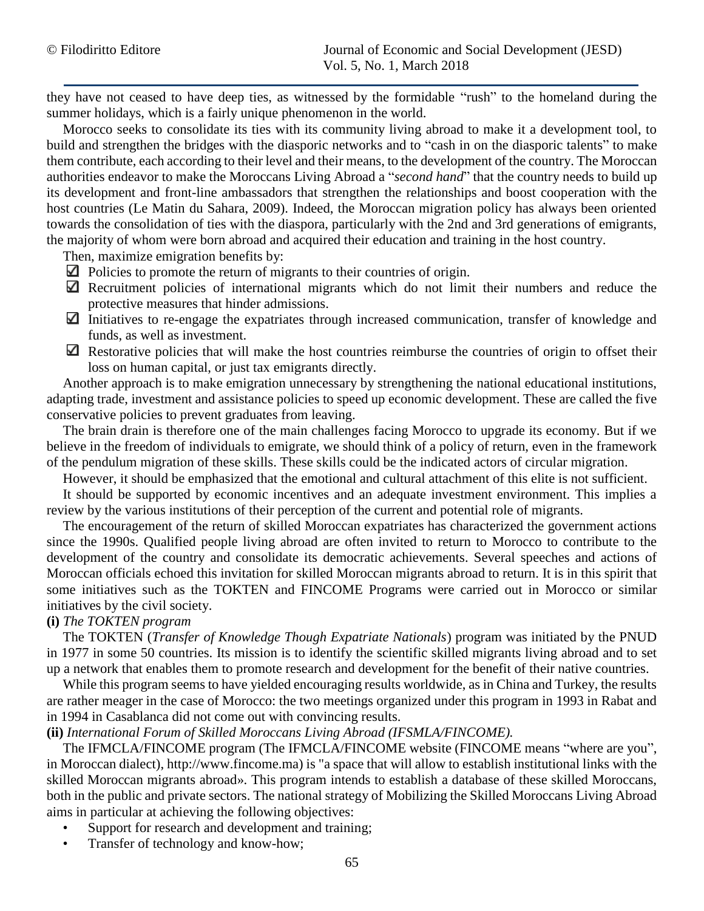they have not ceased to have deep ties, as witnessed by the formidable “rush” to the homeland during the summer holidays, which is a fairly unique phenomenon in the world.

Morocco seeks to consolidate its ties with its community living abroad to make it a development tool, to build and strengthen the bridges with the diasporic networks and to “cash in on the diasporic talents” to make them contribute, each according to their level and their means, to the development of the country. The Moroccan authorities endeavor to make the Moroccans Living Abroad a “*second hand*” that the country needs to build up its development and front-line ambassadors that strengthen the relationships and boost cooperation with the host countries (Le Matin du Sahara, 2009). Indeed, the Moroccan migration policy has always been oriented towards the consolidation of ties with the diaspora, particularly with the 2nd and 3rd generations of emigrants, the majority of whom were born abroad and acquired their education and training in the host country.

Then, maximize emigration benefits by:

- ☑ Policies to promote the return of migrants to their countries of origin.
- ☑ Recruitment policies of international migrants which do not limit their numbers and reduce the protective measures that hinder admissions.
- ☑ Initiatives to re-engage the expatriates through increased communication, transfer of knowledge and funds, as well as investment.
- ☑ Restorative policies that will make the host countries reimburse the countries of origin to offset their loss on human capital, or just tax emigrants directly.

Another approach is to make emigration unnecessary by strengthening the national educational institutions, adapting trade, investment and assistance policies to speed up economic development. These are called the five conservative policies to prevent graduates from leaving.

The brain drain is therefore one of the main challenges facing Morocco to upgrade its economy. But if we believe in the freedom of individuals to emigrate, we should think of a policy of return, even in the framework of the pendulum migration of these skills. These skills could be the indicated actors of circular migration.

However, it should be emphasized that the emotional and cultural attachment of this elite is not sufficient.

It should be supported by economic incentives and an adequate investment environment. This implies a review by the various institutions of their perception of the current and potential role of migrants.

The encouragement of the return of skilled Moroccan expatriates has characterized the government actions since the 1990s. Qualified people living abroad are often invited to return to Morocco to contribute to the development of the country and consolidate its democratic achievements. Several speeches and actions of Moroccan officials echoed this invitation for skilled Moroccan migrants abroad to return. It is in this spirit that some initiatives such as the TOKTEN and FINCOME Programs were carried out in Morocco or similar initiatives by the civil society.

**(i)** *The TOKTEN program*

The TOKTEN (*Transfer of Knowledge Though Expatriate Nationals*) program was initiated by the PNUD in 1977 in some 50 countries. Its mission is to identify the scientific skilled migrants living abroad and to set up a network that enables them to promote research and development for the benefit of their native countries.

While this program seems to have yielded encouraging results worldwide, as in China and Turkey, the results are rather meager in the case of Morocco: the two meetings organized under this program in 1993 in Rabat and in 1994 in Casablanca did not come out with convincing results.

**(ii)** *International Forum of Skilled Moroccans Living Abroad (IFSMLA/FINCOME).*

The IFMCLA/FINCOME program (The IFMCLA/FINCOME website (FINCOME means “where are you”, in Moroccan dialect), http://www.fincome.ma) is "a space that will allow to establish institutional links with the skilled Moroccan migrants abroad». This program intends to establish a database of these skilled Moroccans, both in the public and private sectors. The national strategy of Mobilizing the Skilled Moroccans Living Abroad aims in particular at achieving the following objectives:

- Support for research and development and training;
- Transfer of technology and know-how;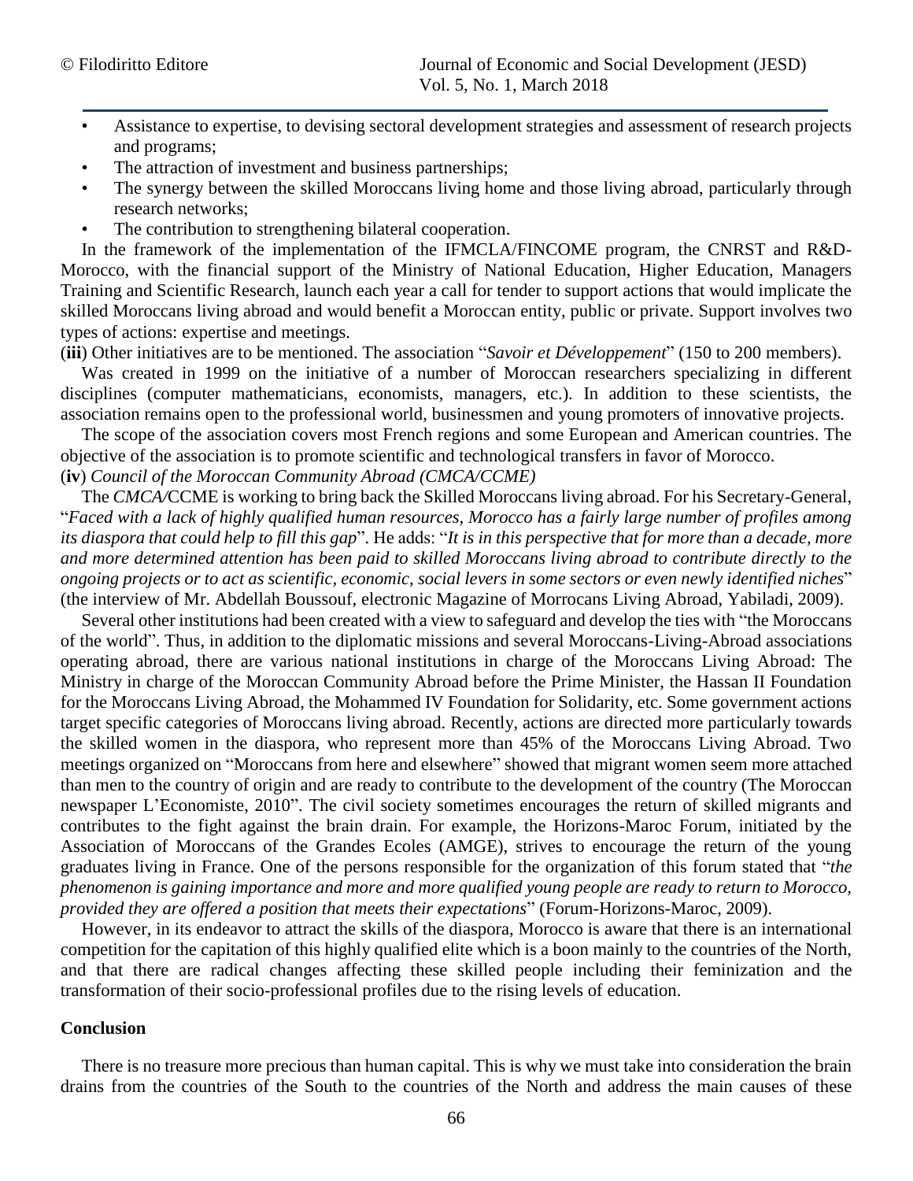- Assistance to expertise, to devising sectoral development strategies and assessment of research projects and programs;
- The attraction of investment and business partnerships;
- The synergy between the skilled Moroccans living home and those living abroad, particularly through research networks;
- The contribution to strengthening bilateral cooperation.

In the framework of the implementation of the IFMCLA/FINCOME program, the CNRST and R&D-Morocco, with the financial support of the Ministry of National Education, Higher Education, Managers Training and Scientific Research, launch each year a call for tender to support actions that would implicate the skilled Moroccans living abroad and would benefit a Moroccan entity, public or private. Support involves two types of actions: expertise and meetings.

(**iii**) Other initiatives are to be mentioned. The association "*Savoir et Développement*" (150 to 200 members).

Was created in 1999 on the initiative of a number of Moroccan researchers specializing in different disciplines (computer mathematicians, economists, managers, etc.). In addition to these scientists, the association remains open to the professional world, businessmen and young promoters of innovative projects.

The scope of the association covers most French regions and some European and American countries. The objective of the association is to promote scientific and technological transfers in favor of Morocco.

(**iv**) *Council of the Moroccan Community Abroad (CMCA/CCME)*

The *CMCA/*CCME is working to bring back the Skilled Moroccans living abroad. For his Secretary-General, "*Faced with a lack of highly qualified human resources, Morocco has a fairly large number of profiles among its diaspora that could help to fill this gap*". He adds: "*It is in this perspective that for more than a decade, more and more determined attention has been paid to skilled Moroccans living abroad to contribute directly to the ongoing projects or to act as scientific, economic, social levers in some sectors or even newly identified niches*" (the interview of Mr. Abdellah Boussouf, electronic Magazine of Morrocans Living Abroad, Yabiladi, 2009).

Several other institutions had been created with a view to safeguard and develop the ties with "the Moroccans of the world". Thus, in addition to the diplomatic missions and several Moroccans-Living-Abroad associations operating abroad, there are various national institutions in charge of the Moroccans Living Abroad: The Ministry in charge of the Moroccan Community Abroad before the Prime Minister, the Hassan II Foundation for the Moroccans Living Abroad, the Mohammed IV Foundation for Solidarity, etc. Some government actions target specific categories of Moroccans living abroad. Recently, actions are directed more particularly towards the skilled women in the diaspora, who represent more than 45% of the Moroccans Living Abroad. Two meetings organized on "Moroccans from here and elsewhere" showed that migrant women seem more attached than men to the country of origin and are ready to contribute to the development of the country (The Moroccan newspaper L'Economiste, 2010". The civil society sometimes encourages the return of skilled migrants and contributes to the fight against the brain drain. For example, the Horizons-Maroc Forum, initiated by the Association of Moroccans of the Grandes Ecoles (AMGE), strives to encourage the return of the young graduates living in France. One of the persons responsible for the organization of this forum stated that "*the phenomenon is gaining importance and more and more qualified young people are ready to return to Morocco, provided they are offered a position that meets their expectations*" (Forum-Horizons-Maroc, 2009).

However, in its endeavor to attract the skills of the diaspora, Morocco is aware that there is an international competition for the capitation of this highly qualified elite which is a boon mainly to the countries of the North, and that there are radical changes affecting these skilled people including their feminization and the transformation of their socio-professional profiles due to the rising levels of education.

## Conclusion

There is no treasure more precious than human capital. This is why we must take into consideration the brain drains from the countries of the South to the countries of the North and address the main causes of these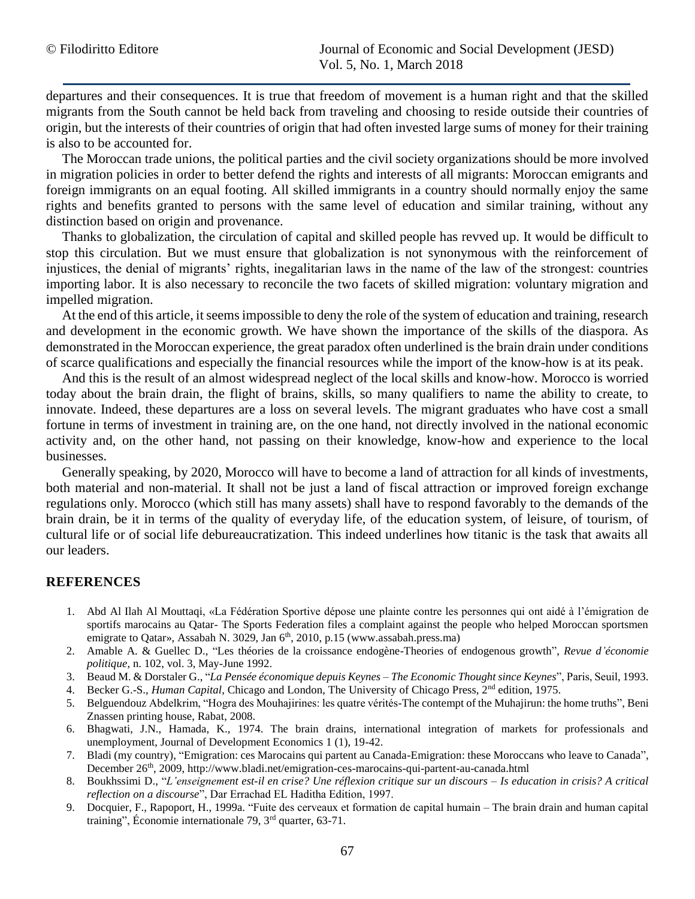departures and their consequences. It is true that freedom of movement is a human right and that the skilled migrants from the South cannot be held back from traveling and choosing to reside outside their countries of origin, but the interests of their countries of origin that had often invested large sums of money for their training is also to be accounted for.

The Moroccan trade unions, the political parties and the civil society organizations should be more involved in migration policies in order to better defend the rights and interests of all migrants: Moroccan emigrants and foreign immigrants on an equal footing. All skilled immigrants in a country should normally enjoy the same rights and benefits granted to persons with the same level of education and similar training, without any distinction based on origin and provenance.

Thanks to globalization, the circulation of capital and skilled people has revved up. It would be difficult to stop this circulation. But we must ensure that globalization is not synonymous with the reinforcement of injustices, the denial of migrants' rights, inegalitarian laws in the name of the law of the strongest: countries importing labor. It is also necessary to reconcile the two facets of skilled migration: voluntary migration and impelled migration.

At the end of this article, it seems impossible to deny the role of the system of education and training, research and development in the economic growth. We have shown the importance of the skills of the diaspora. As demonstrated in the Moroccan experience, the great paradox often underlined is the brain drain under conditions of scarce qualifications and especially the financial resources while the import of the know-how is at its peak.

And this is the result of an almost widespread neglect of the local skills and know-how. Morocco is worried today about the brain drain, the flight of brains, skills, so many qualifiers to name the ability to create, to innovate. Indeed, these departures are a loss on several levels. The migrant graduates who have cost a small fortune in terms of investment in training are, on the one hand, not directly involved in the national economic activity and, on the other hand, not passing on their knowledge, know-how and experience to the local businesses.

Generally speaking, by 2020, Morocco will have to become a land of attraction for all kinds of investments, both material and non-material. It shall not be just a land of fiscal attraction or improved foreign exchange regulations only. Morocco (which still has many assets) shall have to respond favorably to the demands of the brain drain, be it in terms of the quality of everyday life, of the education system, of leisure, of tourism, of cultural life or of social life debureaucratization. This indeed underlines how titanic is the task that awaits all our leaders.

## REFERENCES

1. Abd Al Ilah Al Mouttaqi, «La Fédération Sportive dépose une plainte contre les personnes qui ont aidé à l'émigration de sportifs marocains au Qatar- The Sports Federation files a complaint against the people who helped Moroccan sportsmen emigrate to Qatar», Assabah N. 3029, Jan 6th, 2010, p.15 (www.assabah.press.ma)
2. Amable A. & Guellec D., "Les théories de la croissance endogène-Theories of endogenous growth", *Revue d'économie politique*, n. 102, vol. 3, May-June 1992.
3. Beaud M. & Dorstaler G., "*La Pensée économique depuis Keynes – The Economic Thought since Keynes*", Paris, Seuil, 1993.
4. Becker G.-S., *Human Capital*, Chicago and London, The University of Chicago Press, 2nd edition, 1975.
5. Belguendouz Abdelkrim, "Hogra des Mouhajirines: les quatre vérités-The contempt of the Muhajirun: the home truths", Beni Znassen printing house, Rabat, 2008.
6. Bhagwati, J.N., Hamada, K., 1974. The brain drains, international integration of markets for professionals and unemployment, Journal of Development Economics 1 (1), 19-42.
7. Bladi (my country), "Emigration: ces Marocains qui partent au Canada-Emigration: these Moroccans who leave to Canada", December 26th, 2009, http://www.bladi.net/emigration-ces-marocains-qui-partent-au-canada.html
8. Boukhssimi D., "*L'enseignement est-il en crise? Une réflexion critique sur un discours – Is education in crisis? A critical reflection on a discourse*", Dar Errachad EL Haditha Edition, 1997.
9. Docquier, F., Rapoport, H., 1999a. "Fuite des cerveaux et formation de capital humain – The brain drain and human capital training", Économie internationale 79, 3rd quarter, 63-71.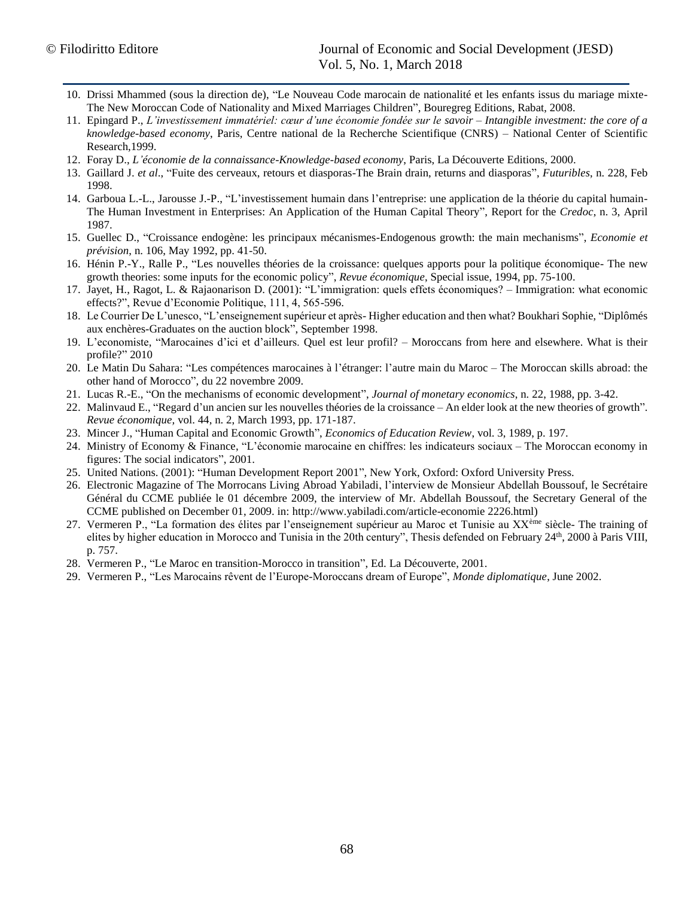10. Drissi Mhammed (sous la direction de), “Le Nouveau Code marocain de nationalité et les enfants issus du mariage mixte-The New Moroccan Code of Nationality and Mixed Marriages Children”, Bouregreg Editions, Rabat, 2008.
11. Epingard P., *L’investissement immatériel: cœur d’une économie fondée sur le savoir – Intangible investment: the core of a knowledge-based economy*, Paris, Centre national de la Recherche Scientifique (CNRS) – National Center of Scientific Research,1999.
12. Foray D., *L’économie de la connaissance-Knowledge-based economy*, Paris, La Découverte Editions, 2000.
13. Gaillard J. *et al*., “Fuite des cerveaux, retours et diasporas-The Brain drain, returns and diasporas”, *Futuribles*, n. 228, Feb 1998.
14. Garboua L.-L., Jarousse J.-P., “L’investissement humain dans l’entreprise: une application de la théorie du capital humain-The Human Investment in Enterprises: An Application of the Human Capital Theory”, Report for the *Credoc*, n. 3, April 1987.
15. Guellec D., “Croissance endogène: les principaux mécanismes-Endogenous growth: the main mechanisms”, *Economie et prévision*, n. 106, May 1992, pp. 41-50.
16. Hénin P.-Y., Ralle P., “Les nouvelles théories de la croissance: quelques apports pour la politique économique- The new growth theories: some inputs for the economic policy”, *Revue économique*, Special issue, 1994, pp. 75-100.
17. Jayet, H., Ragot, L. & Rajaonarison D. (2001): “L’immigration: quels effets économiques? – Immigration: what economic effects?”, Revue d’Economie Politique, 111, 4, 565-596.
18. Le Courrier De L’unesco, “L’enseignement supérieur et après- Higher education and then what? Boukhari Sophie, “Diplômés aux enchères-Graduates on the auction block”, September 1998.
19. L’economiste, “Marocaines d’ici et d’ailleurs. Quel est leur profil? – Moroccans from here and elsewhere. What is their profile?” 2010
20. Le Matin Du Sahara: “Les compétences marocaines à l’étranger: l’autre main du Maroc – The Moroccan skills abroad: the other hand of Morocco”, du 22 novembre 2009.
21. Lucas R.-E., “On the mechanisms of economic development”, *Journal of monetary economics*, n. 22, 1988, pp. 3-42.
22. Malinvaud E., “Regard d’un ancien sur les nouvelles théories de la croissance – An elder look at the new theories of growth”. *Revue économique*, vol. 44, n. 2, March 1993, pp. 171-187.
23. Mincer J., “Human Capital and Economic Growth”, *Economics of Education Review*, vol. 3, 1989, p. 197.
24. Ministry of Economy & Finance, “L’économie marocaine en chiffres: les indicateurs sociaux – The Moroccan economy in figures: The social indicators”, 2001.
25. United Nations. (2001): “Human Development Report 2001”, New York, Oxford: Oxford University Press.
26. Electronic Magazine of The Morrocans Living Abroad Yabiladi, l’interview de Monsieur Abdellah Boussouf, le Secrétaire Général du CCME publiée le 01 décembre 2009, the interview of Mr. Abdellah Boussouf, the Secretary General of the CCME published on December 01, 2009. in: http://www.yabiladi.com/article-economie 2226.html)
27. Vermeren P., “La formation des élites par l’enseignement supérieur au Maroc et Tunisie au XX[ème] siècle- The training of elites by higher education in Morocco and Tunisia in the 20th century”, Thesis defended on February 24[th], 2000 à Paris VIII, p. 757.
28. Vermeren P., “Le Maroc en transition-Morocco in transition”, Ed. La Découverte, 2001.
29. Vermeren P., “Les Marocains rêvent de l’Europe-Moroccans dream of Europe”, *Monde diplomatique*, June 2002.